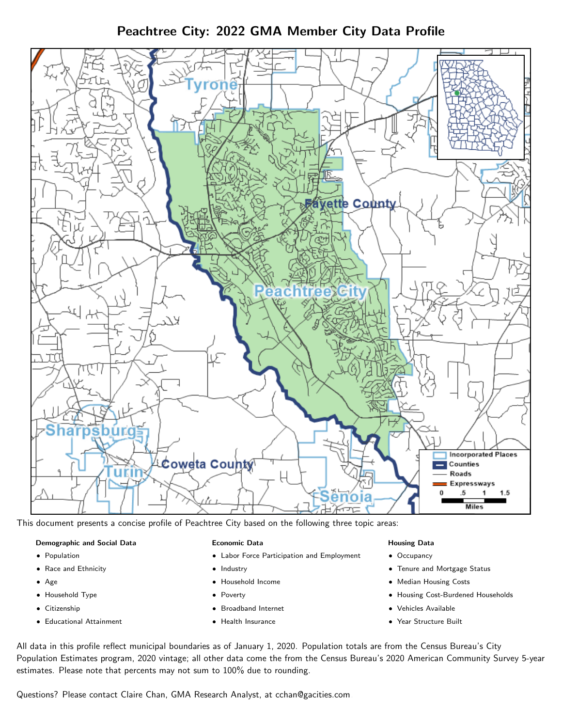# Peachtree City: 2022 GMA Member City Data Profile

This document presents a concise profile of Peachtree City based on the following three topic areas:

**Demographic and Social Data**

- Population
- Race and Ethnicity
- Age
- Household Type
- Citizenship
- Educational Attainment

**Economic Data**

- Labor Force Participation and Employment
- Industry
- Household Income
- Poverty
- Broadband Internet
- Health Insurance

**Housing Data**

- Occupancy
- Tenure and Mortgage Status
- Median Housing Costs
- Housing Cost-Burdened Households
- Vehicles Available
- Year Structure Built

All data in this profile reflect municipal boundaries as of January 1, 2020. Population totals are from the Census Bureau's City Population Estimates program, 2020 vintage; all other data come the from the Census Bureau's 2020 American Community Survey 5-year estimates. Please note that percents may not sum to 100% due to rounding.

Questions? Please contact Claire Chan, GMA Research Analyst, at cchan@gacities.com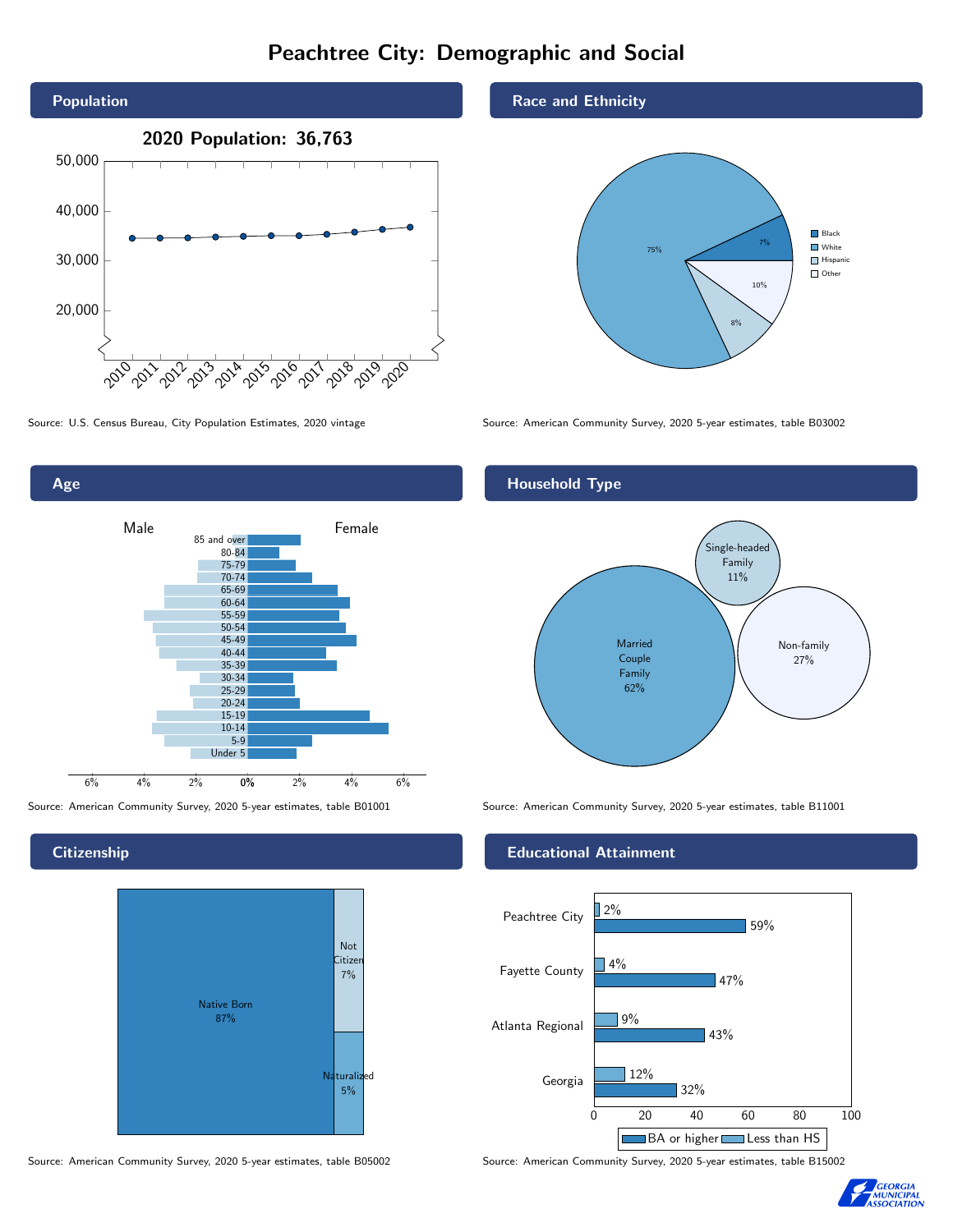# Peachtree City: Demographic and Social

## Population

**2020 Population: 36,763**

Source: U.S. Census Bureau, City Population Estimates, 2020 vintage

## Race and Ethnicity

| Group | Percent |
|---|---|
| Black | 7% |
| White | 75% |
| Hispanic | 8% |
| Other | 10% |

Source: American Community Survey, 2020 5-year estimates, table B03002

## Age

Male / Female

85 and over, 80-84, 75-79, 70-74, 65-69, 60-64, 55-59, 50-54, 45-49, 40-44, 35-39, 30-34, 25-29, 20-24, 15-19, 10-14, 5-9, Under 5

Source: American Community Survey, 2020 5-year estimates, table B01001

## Household Type

| Household Type | Percent |
|---|---|
| Married Couple Family | 62% |
| Single-headed Family | 11% |
| Non-family | 27% |

Source: American Community Survey, 2020 5-year estimates, table B11001

## Citizenship

| Status | Percent |
|---|---|
| Native Born | 87% |
| Not Citizen | 7% |
| Naturalized | 5% |

Source: American Community Survey, 2020 5-year estimates, table B05002

## Educational Attainment

| Area | Less than HS | BA or higher |
|---|---|---|
| Peachtree City | 2% | 59% |
| Fayette County | 4% | 47% |
| Atlanta Regional | 9% | 43% |
| Georgia | 12% | 32% |

Source: American Community Survey, 2020 5-year estimates, table B15002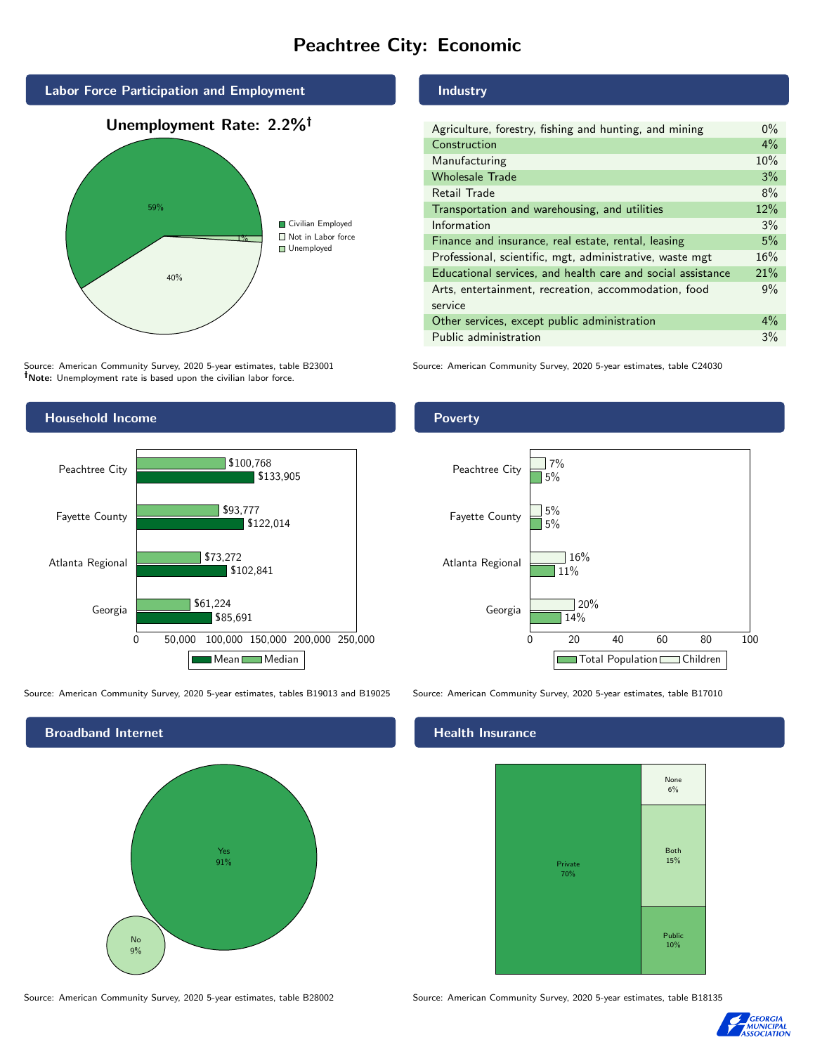# Peachtree City: Economic

## Labor Force Participation and Employment

**Unemployment Rate: 2.2%†**

| Category | Percent |
|---|---|
| Civilian Employed | 59% |
| Not in Labor force | 40% |
| Unemployed | 1% |

Source: American Community Survey, 2020 5-year estimates, table B23001
**†Note:** Unemployment rate is based upon the civilian labor force.

## Industry

| Industry | Percent |
|---|---|
| Agriculture, forestry, fishing and hunting, and mining | 0% |
| Construction | 4% |
| Manufacturing | 10% |
| Wholesale Trade | 3% |
| Retail Trade | 8% |
| Transportation and warehousing, and utilities | 12% |
| Information | 3% |
| Finance and insurance, real estate, rental, leasing | 5% |
| Professional, scientific, mgt, administrative, waste mgt | 16% |
| Educational services, and health care and social assistance | 21% |
| Arts, entertainment, recreation, accommodation, food service | 9% |
| Other services, except public administration | 4% |
| Public administration | 3% |

Source: American Community Survey, 2020 5-year estimates, table C24030

## Household Income

| Area | Median | Mean |
|---|---|---|
| Peachtree City | $100,768 | $133,905 |
| Fayette County | $93,777 | $122,014 |
| Atlanta Regional | $73,272 | $102,841 |
| Georgia | $61,224 | $85,691 |

Source: American Community Survey, 2020 5-year estimates, tables B19013 and B19025

## Poverty

| Area | Children | Total Population |
|---|---|---|
| Peachtree City | 7% | 5% |
| Fayette County | 5% | 5% |
| Atlanta Regional | 16% | 11% |
| Georgia | 20% | 14% |

Source: American Community Survey, 2020 5-year estimates, table B17010

## Broadband Internet

| Response | Percent |
|---|---|
| Yes | 91% |
| No | 9% |

Source: American Community Survey, 2020 5-year estimates, table B28002

## Health Insurance

| Type | Percent |
|---|---|
| Private | 70% |
| None | 6% |
| Both | 15% |
| Public | 10% |

Source: American Community Survey, 2020 5-year estimates, table B18135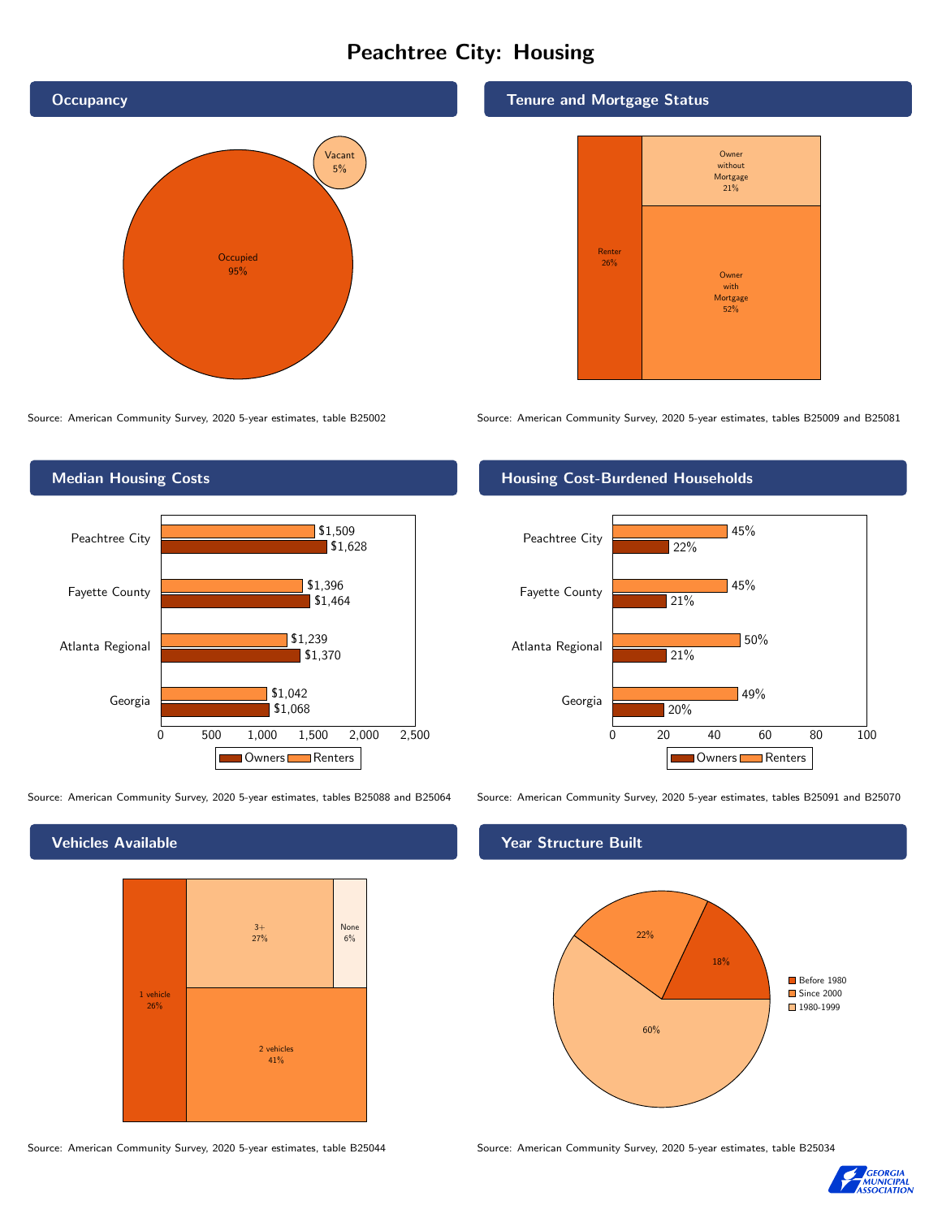# Peachtree City: Housing

## Occupancy

Vacant
5%

Occupied
95%

Source: American Community Survey, 2020 5-year estimates, table B25002

## Tenure and Mortgage Status

Owner without Mortgage 21%

Renter 26%

Owner with Mortgage 52%

Source: American Community Survey, 2020 5-year estimates, tables B25009 and B25081

## Median Housing Costs

Peachtree City
$1,509
$1,628

Fayette County
$1,396
$1,464

Atlanta Regional
$1,239
$1,370

Georgia
$1,042
$1,068

0 500 1,000 1,500 2,000 2,500

Owners Renters

Source: American Community Survey, 2020 5-year estimates, tables B25088 and B25064

## Housing Cost-Burdened Households

Peachtree City
45%
22%

Fayette County
45%
21%

Atlanta Regional
50%
21%

Georgia
49%
20%

0 20 40 60 80 100

Owners Renters

Source: American Community Survey, 2020 5-year estimates, tables B25091 and B25070

## Vehicles Available

3+
27%

None
6%

1 vehicle
26%

2 vehicles
41%

Source: American Community Survey, 2020 5-year estimates, table B25044

## Year Structure Built

22%

18%

60%

Before 1980
Since 2000
1980-1999

Source: American Community Survey, 2020 5-year estimates, table B25034